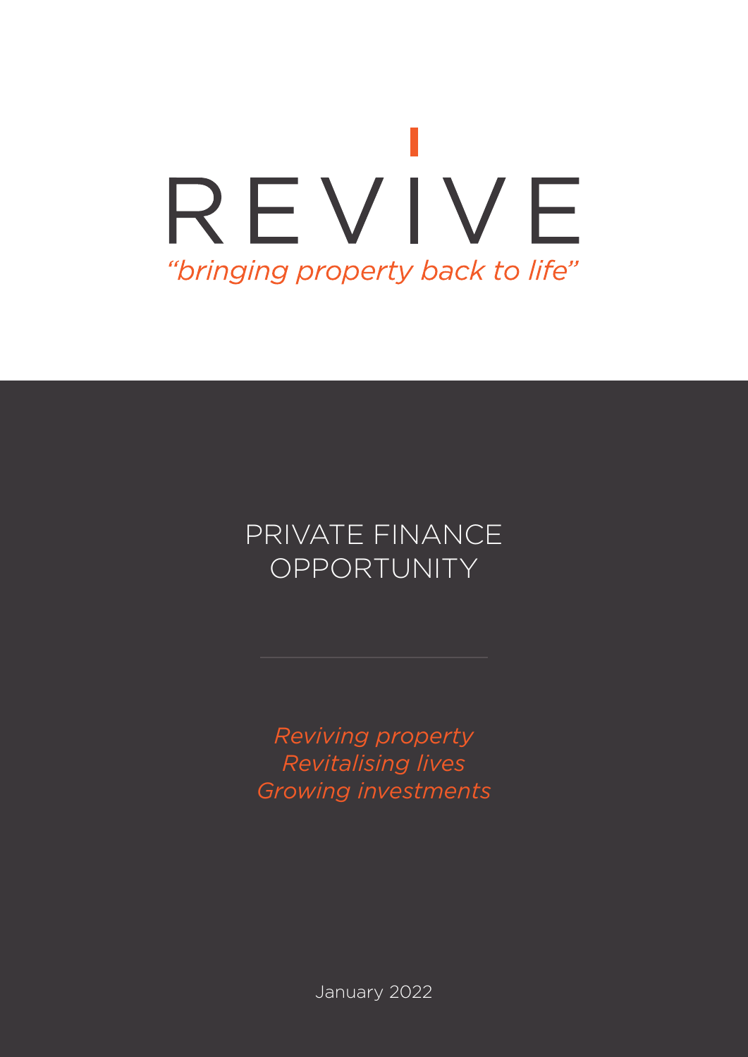# REVIVE

*"bringing property back to life"*

## PRIVATE FINANCE OPPORTUNITY

*Reviving property*
*Revitalising lives*
*Growing investments*

January 2022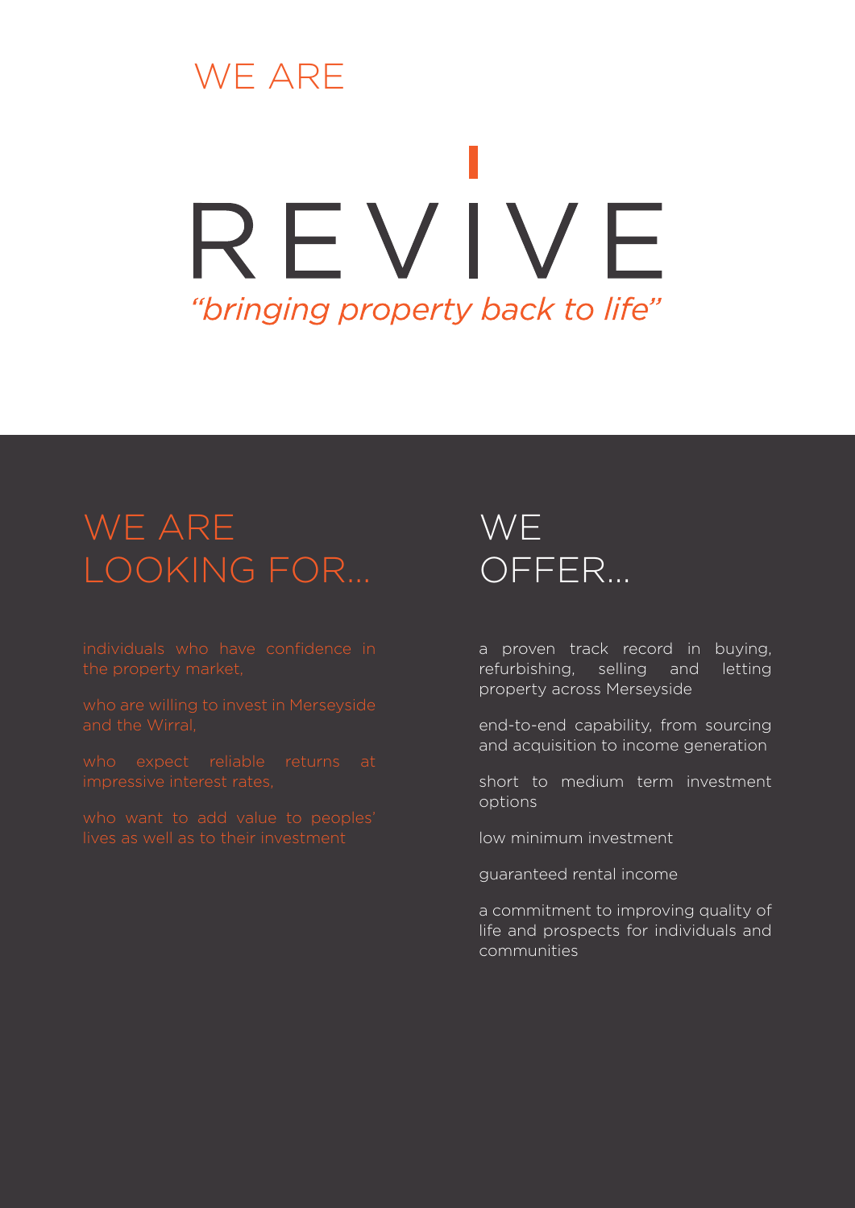WE ARE

# REVIVE

*"bringing property back to life"*

## WE ARE LOOKING FOR...

individuals who have confidence in the property market,

who are willing to invest in Merseyside and the Wirral,

who expect reliable returns at impressive interest rates,

who want to add value to peoples' lives as well as to their investment

## WE OFFER...

a proven track record in buying, refurbishing, selling and letting property across Merseyside

end-to-end capability, from sourcing and acquisition to income generation

short to medium term investment options

low minimum investment

guaranteed rental income

a commitment to improving quality of life and prospects for individuals and communities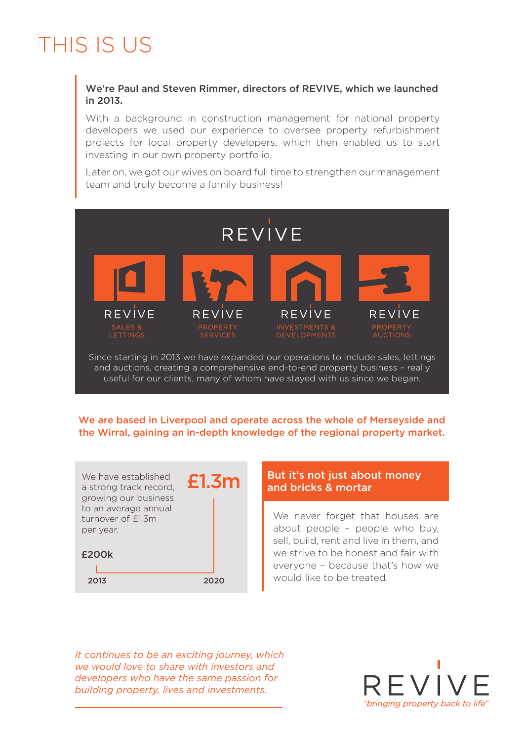# THIS IS US

**We're Paul and Steven Rimmer, directors of REVIVE, which we launched in 2013.**

With a background in construction management for national property developers we used our experience to oversee property refurbishment projects for local property developers, which then enabled us to start investing in our own property portfolio.

Later on, we got our wives on board full time to strengthen our management team and truly become a family business!

REVIVE

REVIVE SALES & LETTINGS

REVIVE PROPERTY SERVICES

REVIVE INVESTMENTS & DEVELOPMENTS

REVIVE PROPERTY AUCTIONS

Since starting in 2013 we have expanded our operations to include sales, lettings and auctions, creating a comprehensive end-to-end property business – really useful for our clients, many of whom have stayed with us since we began.

**We are based in Liverpool and operate across the whole of Merseyside and the Wirral, gaining an in-depth knowledge of the regional property market.**

We have established a strong track record, growing our business to an average annual turnover of £1.3m per year.

**£1.3m**

**£200k**

**2013** **2020**

**But it's not just about money and bricks & mortar**

We never forget that houses are about people – people who buy, sell, build, rent and live in them, and we strive to be honest and fair with everyone – because that's how we would like to be treated.

*It continues to be an exciting journey, which we would love to share with investors and developers who have the same passion for building property, lives and investments.*

REVIVE

*"bringing property back to life"*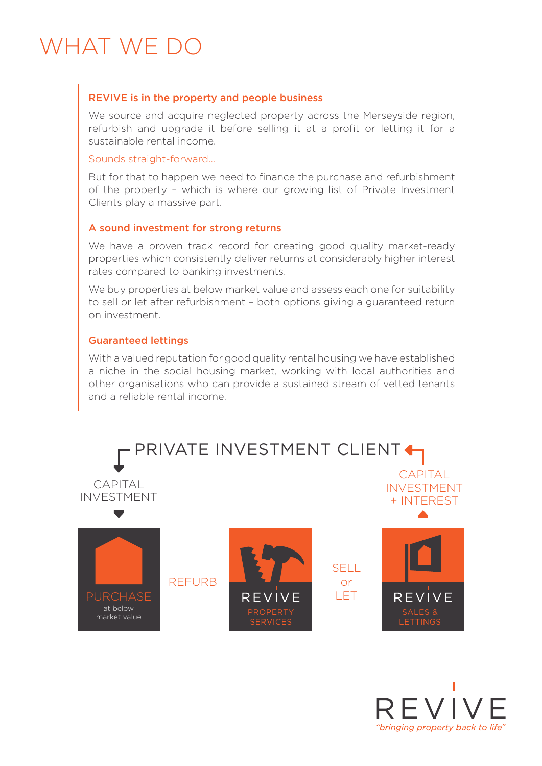# WHAT WE DO

**REVIVE is in the property and people business**

We source and acquire neglected property across the Merseyside region, refurbish and upgrade it before selling it at a profit or letting it for a sustainable rental income.

Sounds straight-forward...

But for that to happen we need to finance the purchase and refurbishment of the property – which is where our growing list of Private Investment Clients play a massive part.

**A sound investment for strong returns**

We have a proven track record for creating good quality market-ready properties which consistently deliver returns at considerably higher interest rates compared to banking investments.

We buy properties at below market value and assess each one for suitability to sell or let after refurbishment – both options giving a guaranteed return on investment.

**Guaranteed lettings**

With a valued reputation for good quality rental housing we have established a niche in the social housing market, working with local authorities and other organisations who can provide a sustained stream of vetted tenants and a reliable rental income.

PRIVATE INVESTMENT CLIENT

CAPITAL INVESTMENT

PURCHASE at below market value

REFURB

REVIVE PROPERTY SERVICES

SELL or LET

REVIVE SALES & LETTINGS

CAPITAL INVESTMENT + INTEREST

REVIVE
*"bringing property back to life"*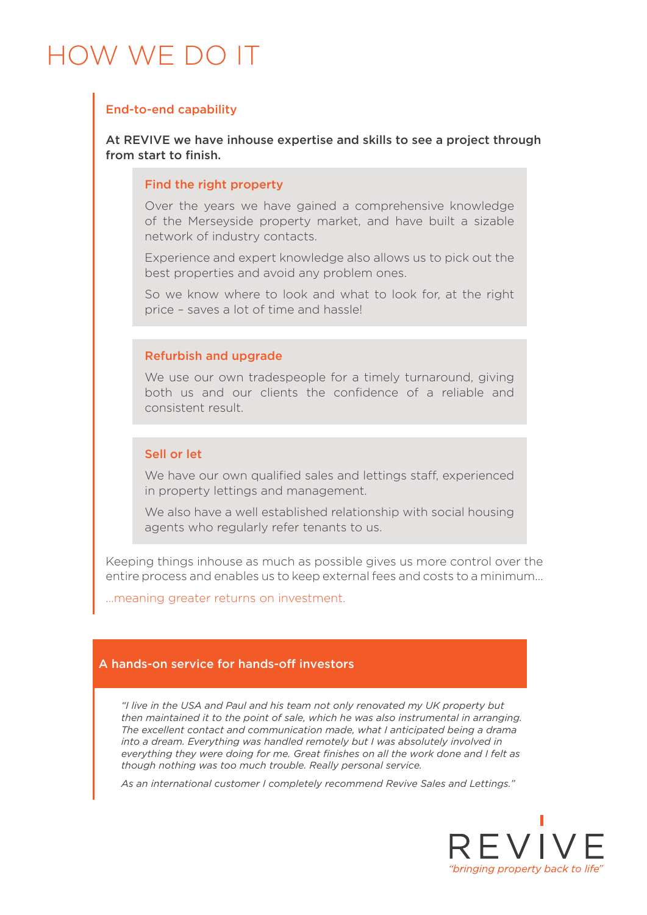# HOW WE DO IT

## End-to-end capability

**At REVIVE we have inhouse expertise and skills to see a project through from start to finish.**

### Find the right property

Over the years we have gained a comprehensive knowledge of the Merseyside property market, and have built a sizable network of industry contacts.

Experience and expert knowledge also allows us to pick out the best properties and avoid any problem ones.

So we know where to look and what to look for, at the right price – saves a lot of time and hassle!

### Refurbish and upgrade

We use our own tradespeople for a timely turnaround, giving both us and our clients the confidence of a reliable and consistent result.

### Sell or let

We have our own qualified sales and lettings staff, experienced in property lettings and management.

We also have a well established relationship with social housing agents who regularly refer tenants to us.

Keeping things inhouse as much as possible gives us more control over the entire process and enables us to keep external fees and costs to a minimum...

...meaning greater returns on investment.

## A hands-on service for hands-off investors

*"I live in the USA and Paul and his team not only renovated my UK property but then maintained it to the point of sale, which he was also instrumental in arranging. The excellent contact and communication made, what I anticipated being a drama into a dream. Everything was handled remotely but I was absolutely involved in everything they were doing for me. Great finishes on all the work done and I felt as though nothing was too much trouble. Really personal service.*

*As an international customer I completely recommend Revive Sales and Lettings."*

REVIVE

*"bringing property back to life"*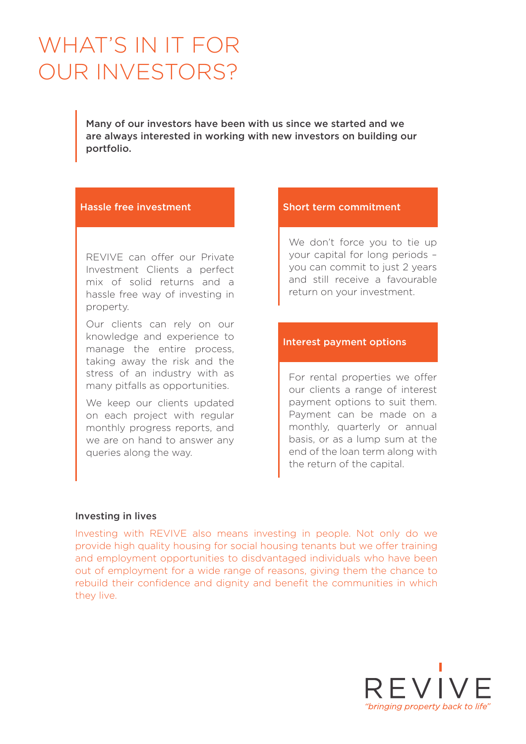# WHAT'S IN IT FOR OUR INVESTORS?

**Many of our investors have been with us since we started and we are always interested in working with new investors on building our portfolio.**

### Hassle free investment

REVIVE can offer our Private Investment Clients a perfect mix of solid returns and a hassle free way of investing in property.

Our clients can rely on our knowledge and experience to manage the entire process, taking away the risk and the stress of an industry with as many pitfalls as opportunities.

We keep our clients updated on each project with regular monthly progress reports, and we are on hand to answer any queries along the way.

### Short term commitment

We don't force you to tie up your capital for long periods – you can commit to just 2 years and still receive a favourable return on your investment.

### Interest payment options

For rental properties we offer our clients a range of interest payment options to suit them. Payment can be made on a monthly, quarterly or annual basis, or as a lump sum at the end of the loan term along with the return of the capital.

### Investing in lives

Investing with REVIVE also means investing in people. Not only do we provide high quality housing for social housing tenants but we offer training and employment opportunities to disdvantaged individuals who have been out of employment for a wide range of reasons, giving them the chance to rebuild their confidence and dignity and benefit the communities in which they live.

REVIVE
*"bringing property back to life"*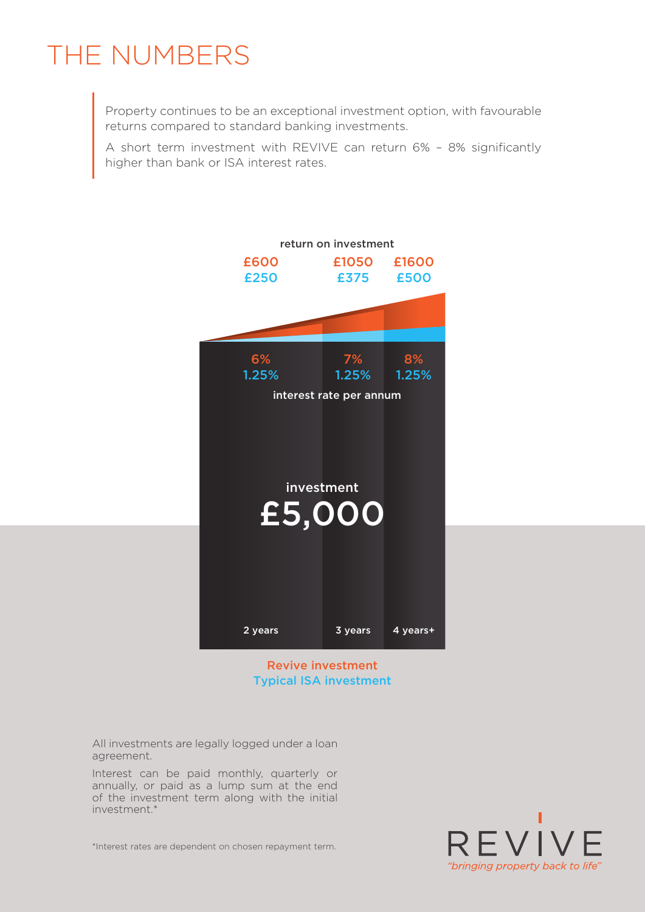# THE NUMBERS

Property continues to be an exceptional investment option, with favourable returns compared to standard banking investments.

A short term investment with REVIVE can return 6% – 8% significantly higher than bank or ISA interest rates.

| | 2 years | 3 years | 4 years+ |
|---|---|---|---|
| **return on investment** – Revive investment | £600 | £1050 | £1600 |
| **return on investment** – Typical ISA investment | £250 | £375 | £500 |
| **interest rate per annum** – Revive investment | 6% | 7% | 8% |
| **interest rate per annum** – Typical ISA investment | 1.25% | 1.25% | 1.25% |

investment **£5,000**

Revive investment
Typical ISA investment

All investments are legally logged under a loan agreement.

Interest can be paid monthly, quarterly or annually, or paid as a lump sum at the end of the investment term along with the initial investment.*

*Interest rates are dependent on chosen repayment term.

REVIVE
*"bringing property back to life"*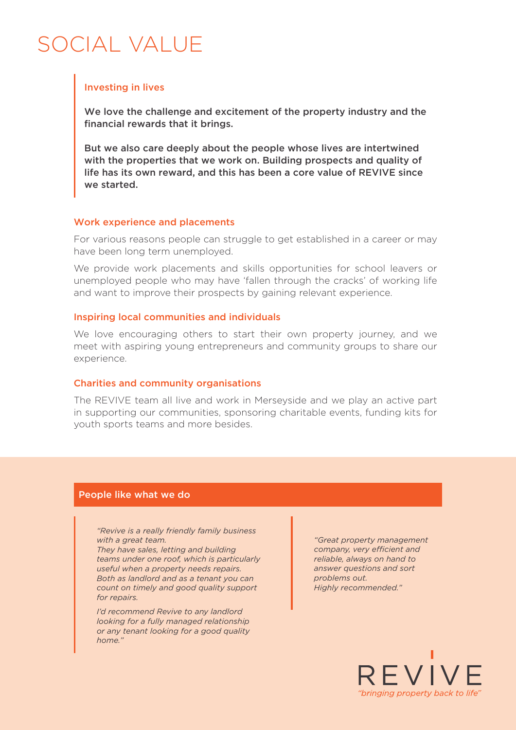# SOCIAL VALUE

### Investing in lives

**We love the challenge and excitement of the property industry and the financial rewards that it brings.**

**But we also care deeply about the people whose lives are intertwined with the properties that we work on. Building prospects and quality of life has its own reward, and this has been a core value of REVIVE since we started.**

### Work experience and placements

For various reasons people can struggle to get established in a career or may have been long term unemployed.

We provide work placements and skills opportunities for school leavers or unemployed people who may have 'fallen through the cracks' of working life and want to improve their prospects by gaining relevant experience.

### Inspiring local communities and individuals

We love encouraging others to start their own property journey, and we meet with aspiring young entrepreneurs and community groups to share our experience.

### Charities and community organisations

The REVIVE team all live and work in Merseyside and we play an active part in supporting our communities, sponsoring charitable events, funding kits for youth sports teams and more besides.

### People like what we do

*"Revive is a really friendly family business with a great team.*
*They have sales, letting and building teams under one roof, which is particularly useful when a property needs repairs. Both as landlord and as a tenant you can count on timely and good quality support for repairs.*

*I'd recommend Revive to any landlord looking for a fully managed relationship or any tenant looking for a good quality home."*

*"Great property management company, very efficient and reliable, always on hand to answer questions and sort problems out.*
*Highly recommended."*

REVIVE
*"bringing property back to life"*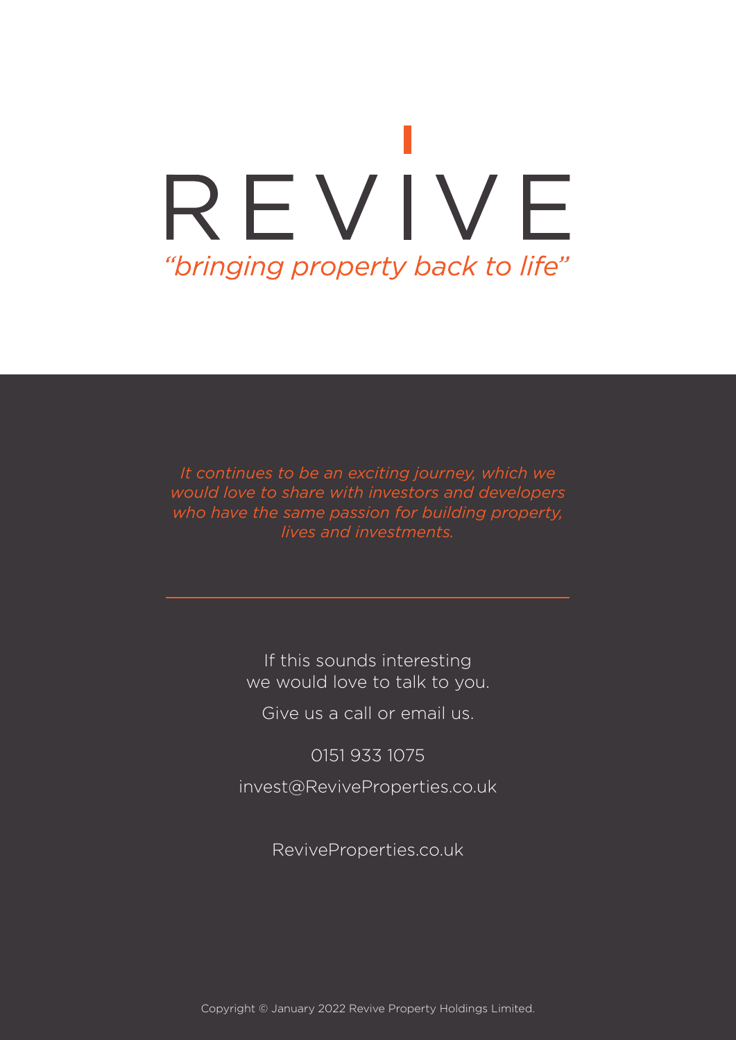# REVIVE

*"bringing property back to life"*

*It continues to be an exciting journey, which we would love to share with investors and developers who have the same passion for building property, lives and investments.*

---

If this sounds interesting
we would love to talk to you.

Give us a call or email us.

0151 933 1075

invest@ReviveProperties.co.uk

ReviveProperties.co.uk

Copyright © January 2022 Revive Property Holdings Limited.